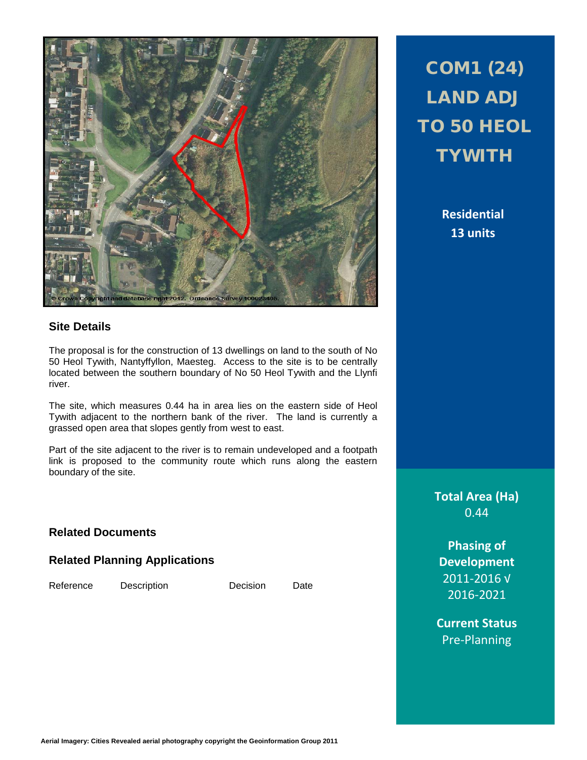# COM1 (24) LAND ADJ TO 50 HEOL TYWITH

**Residential**
**13 units**

## Site Details

The proposal is for the construction of 13 dwellings on land to the south of No 50 Heol Tywith, Nantyffyllon, Maesteg. Access to the site is to be centrally located between the southern boundary of No 50 Heol Tywith and the Llynfi river.

The site, which measures 0.44 ha in area lies on the eastern side of Heol Tywith adjacent to the northern bank of the river. The land is currently a grassed open area that slopes gently from west to east.

Part of the site adjacent to the river is to remain undeveloped and a footpath link is proposed to the community route which runs along the eastern boundary of the site.

**Total Area (Ha)**
0.44

**Phasing of Development**
2011-2016 √
2016-2021

**Current Status**
Pre-Planning

## Related Documents

## Related Planning Applications

| Reference | Description | Decision | Date |
|---|---|---|---|

Aerial Imagery: Cities Revealed aerial photography copyright the Geoinformation Group 2011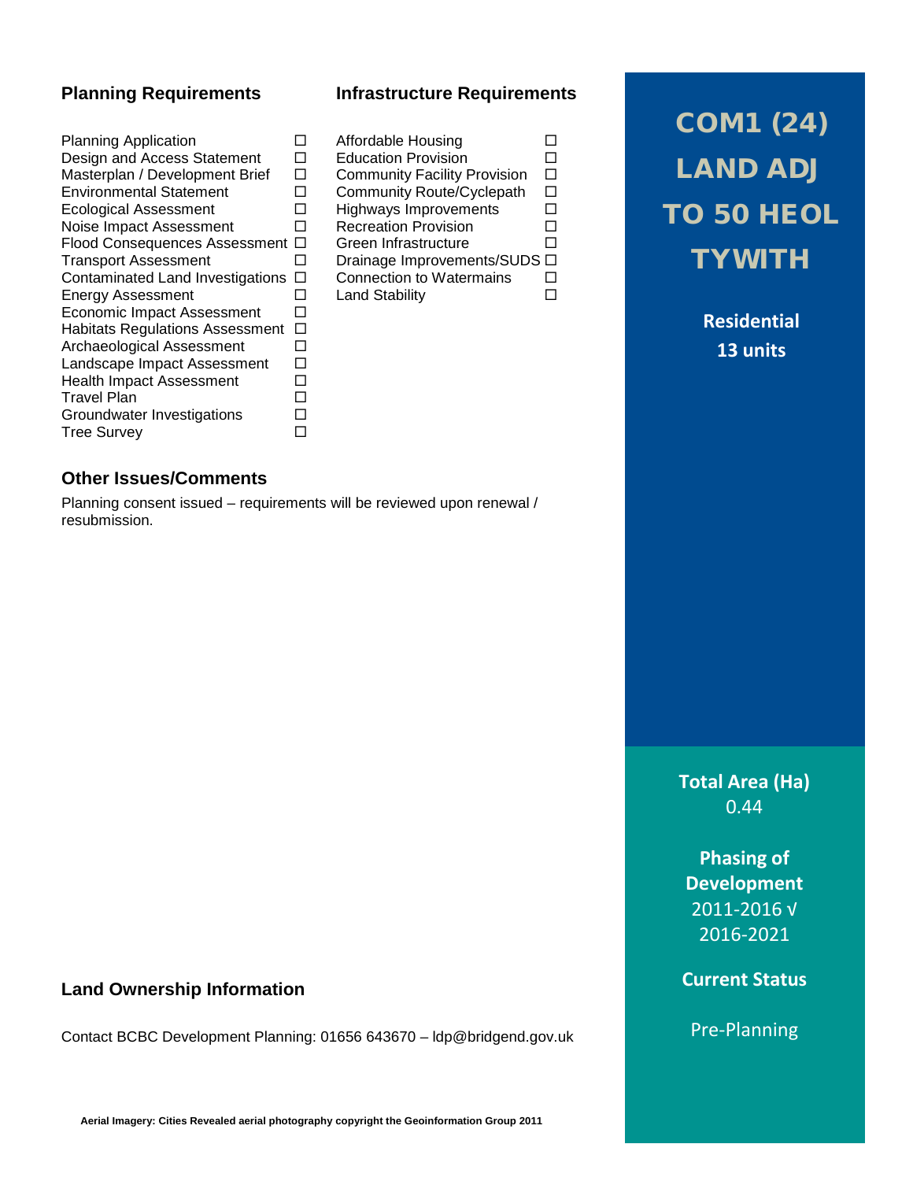## Planning Requirements

| | |
|---|---|
| Planning Application | ☐ |
| Design and Access Statement | ☐ |
| Masterplan / Development Brief | ☐ |
| Environmental Statement | ☐ |
| Ecological Assessment | ☐ |
| Noise Impact Assessment | ☐ |
| Flood Consequences Assessment | ☐ |
| Transport Assessment | ☐ |
| Contaminated Land Investigations | ☐ |
| Energy Assessment | ☐ |
| Economic Impact Assessment | ☐ |
| Habitats Regulations Assessment | ☐ |
| Archaeological Assessment | ☐ |
| Landscape Impact Assessment | ☐ |
| Health Impact Assessment | ☐ |
| Travel Plan | ☐ |
| Groundwater Investigations | ☐ |
| Tree Survey | ☐ |

## Infrastructure Requirements

| | |
|---|---|
| Affordable Housing | ☐ |
| Education Provision | ☐ |
| Community Facility Provision | ☐ |
| Community Route/Cyclepath | ☐ |
| Highways Improvements | ☐ |
| Recreation Provision | ☐ |
| Green Infrastructure | ☐ |
| Drainage Improvements/SUDS | ☐ |
| Connection to Watermains | ☐ |
| Land Stability | ☐ |

## Other Issues/Comments

Planning consent issued – requirements will be reviewed upon renewal / resubmission.

## Land Ownership Information

Contact BCBC Development Planning: 01656 643670 – ldp@bridgend.gov.uk

**Aerial Imagery: Cities Revealed aerial photography copyright the Geoinformation Group 2011**

# COM1 (24) LAND ADJ TO 50 HEOL TYWITH

**Residential**
**13 units**

**Total Area (Ha)**
0.44

**Phasing of Development**
2011-2016 √
2016-2021

**Current Status**

Pre-Planning